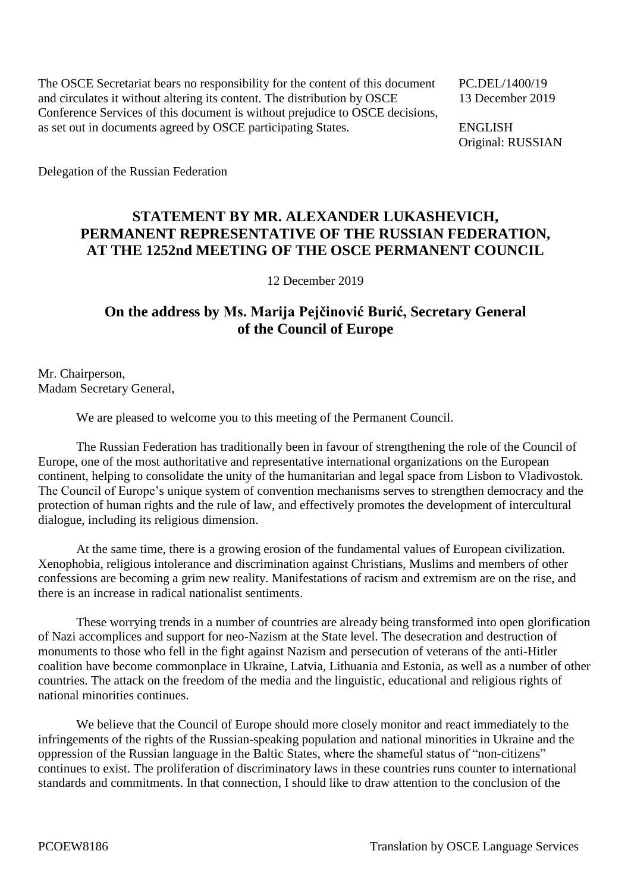The OSCE Secretariat bears no responsibility for the content of this document and circulates it without altering its content. The distribution by OSCE Conference Services of this document is without prejudice to OSCE decisions, as set out in documents agreed by OSCE participating States.

PC.DEL/1400/19
13 December 2019

ENGLISH
Original: RUSSIAN

Delegation of the Russian Federation

# STATEMENT BY MR. ALEXANDER LUKASHEVICH, PERMANENT REPRESENTATIVE OF THE RUSSIAN FEDERATION, AT THE 1252nd MEETING OF THE OSCE PERMANENT COUNCIL

12 December 2019

## On the address by Ms. Marija Pejčinović Burić, Secretary General of the Council of Europe

Mr. Chairperson,
Madam Secretary General,

We are pleased to welcome you to this meeting of the Permanent Council.

The Russian Federation has traditionally been in favour of strengthening the role of the Council of Europe, one of the most authoritative and representative international organizations on the European continent, helping to consolidate the unity of the humanitarian and legal space from Lisbon to Vladivostok. The Council of Europe's unique system of convention mechanisms serves to strengthen democracy and the protection of human rights and the rule of law, and effectively promotes the development of intercultural dialogue, including its religious dimension.

At the same time, there is a growing erosion of the fundamental values of European civilization. Xenophobia, religious intolerance and discrimination against Christians, Muslims and members of other confessions are becoming a grim new reality. Manifestations of racism and extremism are on the rise, and there is an increase in radical nationalist sentiments.

These worrying trends in a number of countries are already being transformed into open glorification of Nazi accomplices and support for neo-Nazism at the State level. The desecration and destruction of monuments to those who fell in the fight against Nazism and persecution of veterans of the anti-Hitler coalition have become commonplace in Ukraine, Latvia, Lithuania and Estonia, as well as a number of other countries. The attack on the freedom of the media and the linguistic, educational and religious rights of national minorities continues.

We believe that the Council of Europe should more closely monitor and react immediately to the infringements of the rights of the Russian-speaking population and national minorities in Ukraine and the oppression of the Russian language in the Baltic States, where the shameful status of "non-citizens" continues to exist. The proliferation of discriminatory laws in these countries runs counter to international standards and commitments. In that connection, I should like to draw attention to the conclusion of the

PCOEW8186 Translation by OSCE Language Services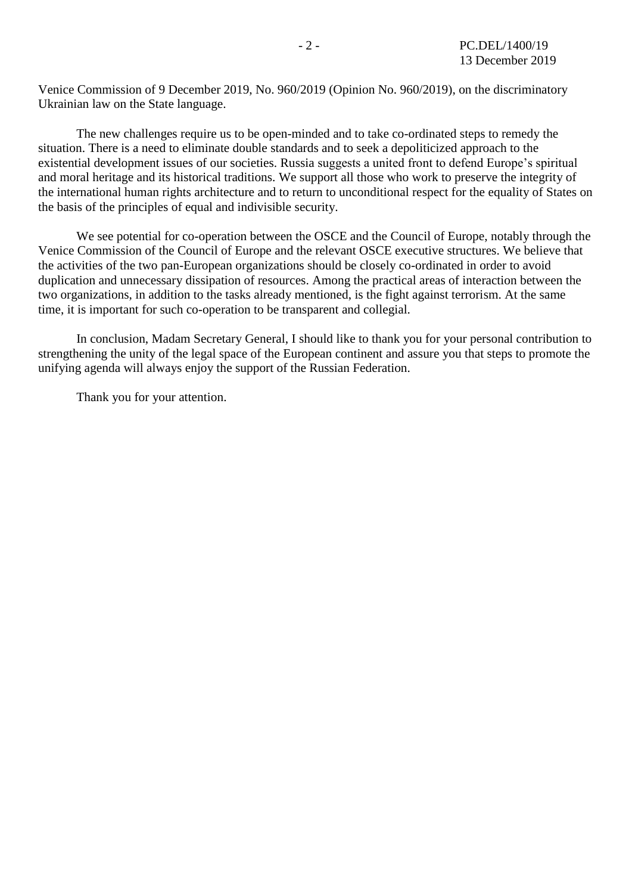Venice Commission of 9 December 2019, No. 960/2019 (Opinion No. 960/2019), on the discriminatory Ukrainian law on the State language.

The new challenges require us to be open-minded and to take co-ordinated steps to remedy the situation. There is a need to eliminate double standards and to seek a depoliticized approach to the existential development issues of our societies. Russia suggests a united front to defend Europe's spiritual and moral heritage and its historical traditions. We support all those who work to preserve the integrity of the international human rights architecture and to return to unconditional respect for the equality of States on the basis of the principles of equal and indivisible security.

We see potential for co-operation between the OSCE and the Council of Europe, notably through the Venice Commission of the Council of Europe and the relevant OSCE executive structures. We believe that the activities of the two pan-European organizations should be closely co-ordinated in order to avoid duplication and unnecessary dissipation of resources. Among the practical areas of interaction between the two organizations, in addition to the tasks already mentioned, is the fight against terrorism. At the same time, it is important for such co-operation to be transparent and collegial.

In conclusion, Madam Secretary General, I should like to thank you for your personal contribution to strengthening the unity of the legal space of the European continent and assure you that steps to promote the unifying agenda will always enjoy the support of the Russian Federation.

Thank you for your attention.